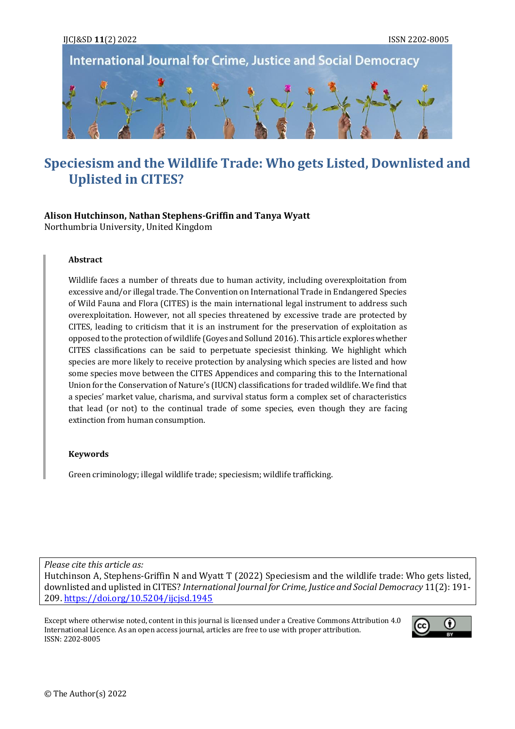# Speciesism and the Wildlife Trade: Who gets Listed, Downlisted and Uplisted in CITES?

**Alison Hutchinson, Nathan Stephens-Griffin and Tanya Wyatt**
Northumbria University, United Kingdom

> **Abstract**
>
> Wildlife faces a number of threats due to human activity, including overexploitation from excessive and/or illegal trade. The Convention on International Trade in Endangered Species of Wild Fauna and Flora (CITES) is the main international legal instrument to address such overexploitation. However, not all species threatened by excessive trade are protected by CITES, leading to criticism that it is an instrument for the preservation of exploitation as opposed to the protection of wildlife (Goyes and Sollund 2016). This article explores whether CITES classifications can be said to perpetuate speciesist thinking. We highlight which species are more likely to receive protection by analysing which species are listed and how some species move between the CITES Appendices and comparing this to the International Union for the Conservation of Nature's (IUCN) classifications for traded wildlife. We find that a species' market value, charisma, and survival status form a complex set of characteristics that lead (or not) to the continual trade of some species, even though they are facing extinction from human consumption.
>
> **Keywords**
>
> Green criminology; illegal wildlife trade; speciesism; wildlife trafficking.

*Please cite this article as:*
Hutchinson A, Stephens-Griffin N and Wyatt T (2022) Speciesism and the wildlife trade: Who gets listed, downlisted and uplisted in CITES? *International Journal for Crime, Justice and Social Democracy* 11(2): 191-209. https://doi.org/10.5204/ijcjsd.1945

Except where otherwise noted, content in this journal is licensed under a Creative Commons Attribution 4.0 International Licence. As an open access journal, articles are free to use with proper attribution.
ISSN: 2202-8005

© The Author(s) 2022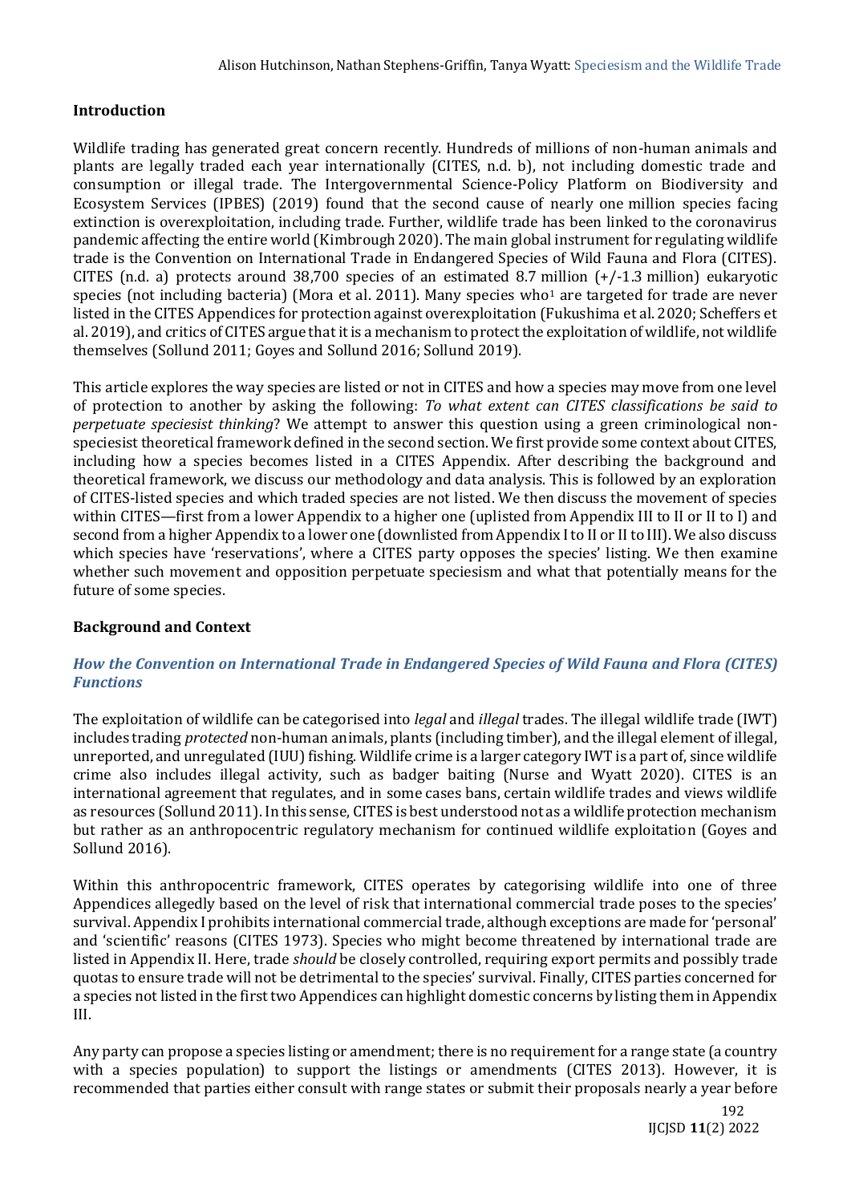## Introduction

Wildlife trading has generated great concern recently. Hundreds of millions of non-human animals and plants are legally traded each year internationally (CITES, n.d. b), not including domestic trade and consumption or illegal trade. The Intergovernmental Science-Policy Platform on Biodiversity and Ecosystem Services (IPBES) (2019) found that the second cause of nearly one million species facing extinction is overexploitation, including trade. Further, wildlife trade has been linked to the coronavirus pandemic affecting the entire world (Kimbrough 2020). The main global instrument for regulating wildlife trade is the Convention on International Trade in Endangered Species of Wild Fauna and Flora (CITES). CITES (n.d. a) protects around 38,700 species of an estimated 8.7 million (+/-1.3 million) eukaryotic species (not including bacteria) (Mora et al. 2011). Many species who[1] are targeted for trade are never listed in the CITES Appendices for protection against overexploitation (Fukushima et al. 2020; Scheffers et al. 2019), and critics of CITES argue that it is a mechanism to protect the exploitation of wildlife, not wildlife themselves (Sollund 2011; Goyes and Sollund 2016; Sollund 2019).

This article explores the way species are listed or not in CITES and how a species may move from one level of protection to another by asking the following: *To what extent can CITES classifications be said to perpetuate speciesist thinking*? We attempt to answer this question using a green criminological non-speciesist theoretical framework defined in the second section. We first provide some context about CITES, including how a species becomes listed in a CITES Appendix. After describing the background and theoretical framework, we discuss our methodology and data analysis. This is followed by an exploration of CITES-listed species and which traded species are not listed. We then discuss the movement of species within CITES—first from a lower Appendix to a higher one (uplisted from Appendix III to II or II to I) and second from a higher Appendix to a lower one (downlisted from Appendix I to II or II to III). We also discuss which species have 'reservations', where a CITES party opposes the species' listing. We then examine whether such movement and opposition perpetuate speciesism and what that potentially means for the future of some species.

## Background and Context

### *How the Convention on International Trade in Endangered Species of Wild Fauna and Flora (CITES) Functions*

The exploitation of wildlife can be categorised into *legal* and *illegal* trades. The illegal wildlife trade (IWT) includes trading *protected* non-human animals, plants (including timber), and the illegal element of illegal, unreported, and unregulated (IUU) fishing. Wildlife crime is a larger category IWT is a part of, since wildlife crime also includes illegal activity, such as badger baiting (Nurse and Wyatt 2020). CITES is an international agreement that regulates, and in some cases bans, certain wildlife trades and views wildlife as resources (Sollund 2011). In this sense, CITES is best understood not as a wildlife protection mechanism but rather as an anthropocentric regulatory mechanism for continued wildlife exploitation (Goyes and Sollund 2016).

Within this anthropocentric framework, CITES operates by categorising wildlife into one of three Appendices allegedly based on the level of risk that international commercial trade poses to the species' survival. Appendix I prohibits international commercial trade, although exceptions are made for 'personal' and 'scientific' reasons (CITES 1973). Species who might become threatened by international trade are listed in Appendix II. Here, trade *should* be closely controlled, requiring export permits and possibly trade quotas to ensure trade will not be detrimental to the species' survival. Finally, CITES parties concerned for a species not listed in the first two Appendices can highlight domestic concerns by listing them in Appendix III.

Any party can propose a species listing or amendment; there is no requirement for a range state (a country with a species population) to support the listings or amendments (CITES 2013). However, it is recommended that parties either consult with range states or submit their proposals nearly a year before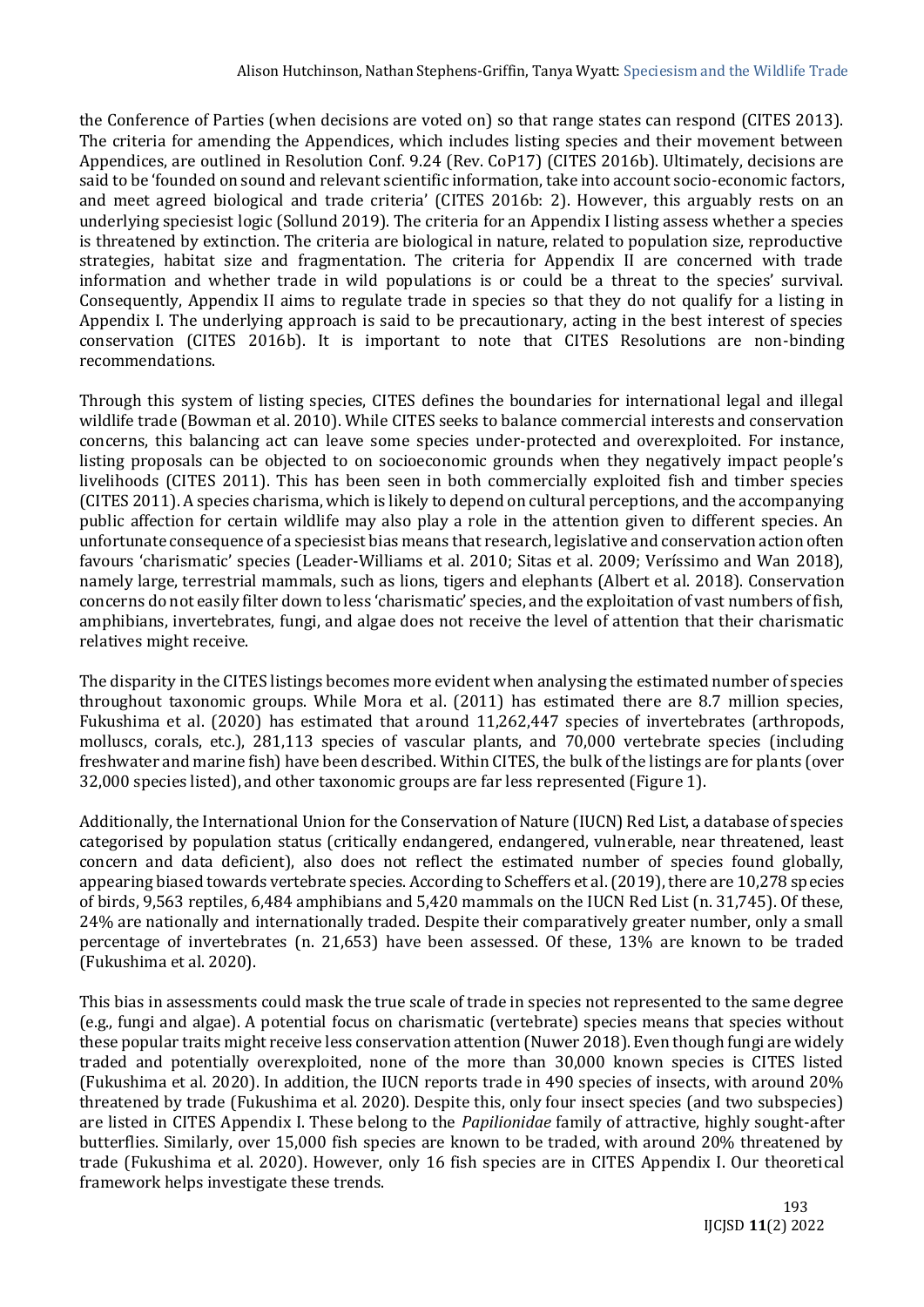the Conference of Parties (when decisions are voted on) so that range states can respond (CITES 2013). The criteria for amending the Appendices, which includes listing species and their movement between Appendices, are outlined in Resolution Conf. 9.24 (Rev. CoP17) (CITES 2016b). Ultimately, decisions are said to be 'founded on sound and relevant scientific information, take into account socio-economic factors, and meet agreed biological and trade criteria' (CITES 2016b: 2). However, this arguably rests on an underlying speciesist logic (Sollund 2019). The criteria for an Appendix I listing assess whether a species is threatened by extinction. The criteria are biological in nature, related to population size, reproductive strategies, habitat size and fragmentation. The criteria for Appendix II are concerned with trade information and whether trade in wild populations is or could be a threat to the species' survival. Consequently, Appendix II aims to regulate trade in species so that they do not qualify for a listing in Appendix I. The underlying approach is said to be precautionary, acting in the best interest of species conservation (CITES 2016b). It is important to note that CITES Resolutions are non-binding recommendations.

Through this system of listing species, CITES defines the boundaries for international legal and illegal wildlife trade (Bowman et al. 2010). While CITES seeks to balance commercial interests and conservation concerns, this balancing act can leave some species under-protected and overexploited. For instance, listing proposals can be objected to on socioeconomic grounds when they negatively impact people's livelihoods (CITES 2011). This has been seen in both commercially exploited fish and timber species (CITES 2011). A species charisma, which is likely to depend on cultural perceptions, and the accompanying public affection for certain wildlife may also play a role in the attention given to different species. An unfortunate consequence of a speciesist bias means that research, legislative and conservation action often favours 'charismatic' species (Leader-Williams et al. 2010; Sitas et al. 2009; Veríssimo and Wan 2018), namely large, terrestrial mammals, such as lions, tigers and elephants (Albert et al. 2018). Conservation concerns do not easily filter down to less 'charismatic' species, and the exploitation of vast numbers of fish, amphibians, invertebrates, fungi, and algae does not receive the level of attention that their charismatic relatives might receive.

The disparity in the CITES listings becomes more evident when analysing the estimated number of species throughout taxonomic groups. While Mora et al. (2011) has estimated there are 8.7 million species, Fukushima et al. (2020) has estimated that around 11,262,447 species of invertebrates (arthropods, molluscs, corals, etc.), 281,113 species of vascular plants, and 70,000 vertebrate species (including freshwater and marine fish) have been described. Within CITES, the bulk of the listings are for plants (over 32,000 species listed), and other taxonomic groups are far less represented (Figure 1).

Additionally, the International Union for the Conservation of Nature (IUCN) Red List, a database of species categorised by population status (critically endangered, endangered, vulnerable, near threatened, least concern and data deficient), also does not reflect the estimated number of species found globally, appearing biased towards vertebrate species. According to Scheffers et al. (2019), there are 10,278 species of birds, 9,563 reptiles, 6,484 amphibians and 5,420 mammals on the IUCN Red List (n. 31,745). Of these, 24% are nationally and internationally traded. Despite their comparatively greater number, only a small percentage of invertebrates (n. 21,653) have been assessed. Of these, 13% are known to be traded (Fukushima et al. 2020).

This bias in assessments could mask the true scale of trade in species not represented to the same degree (e.g., fungi and algae). A potential focus on charismatic (vertebrate) species means that species without these popular traits might receive less conservation attention (Nuwer 2018). Even though fungi are widely traded and potentially overexploited, none of the more than 30,000 known species is CITES listed (Fukushima et al. 2020). In addition, the IUCN reports trade in 490 species of insects, with around 20% threatened by trade (Fukushima et al. 2020). Despite this, only four insect species (and two subspecies) are listed in CITES Appendix I. These belong to the *Papilionidae* family of attractive, highly sought-after butterflies. Similarly, over 15,000 fish species are known to be traded, with around 20% threatened by trade (Fukushima et al. 2020). However, only 16 fish species are in CITES Appendix I. Our theoretical framework helps investigate these trends.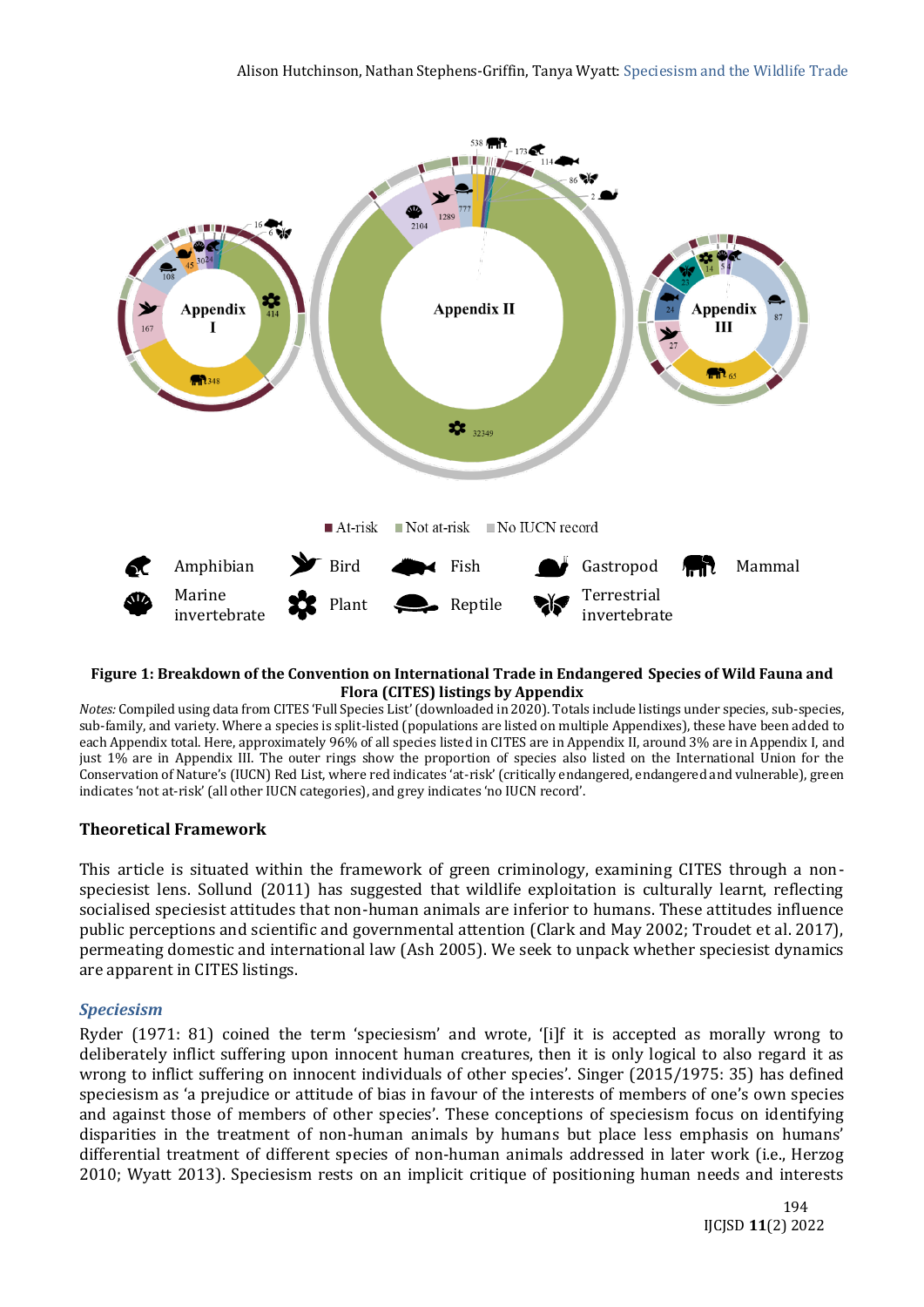**Figure 1: Breakdown of the Convention on International Trade in Endangered Species of Wild Fauna and Flora (CITES) listings by Appendix**

*Notes:* Compiled using data from CITES 'Full Species List' (downloaded in 2020). Totals include listings under species, sub-species, sub-family, and variety. Where a species is split-listed (populations are listed on multiple Appendixes), these have been added to each Appendix total. Here, approximately 96% of all species listed in CITES are in Appendix II, around 3% are in Appendix I, and just 1% are in Appendix III. The outer rings show the proportion of species also listed on the International Union for the Conservation of Nature's (IUCN) Red List, where red indicates 'at-risk' (critically endangered, endangered and vulnerable), green indicates 'not at-risk' (all other IUCN categories), and grey indicates 'no IUCN record'.

## Theoretical Framework

This article is situated within the framework of green criminology, examining CITES through a non-speciesist lens. Sollund (2011) has suggested that wildlife exploitation is culturally learnt, reflecting socialised speciesist attitudes that non-human animals are inferior to humans. These attitudes influence public perceptions and scientific and governmental attention (Clark and May 2002; Troudet et al. 2017), permeating domestic and international law (Ash 2005). We seek to unpack whether speciesist dynamics are apparent in CITES listings.

### *Speciesism*

Ryder (1971: 81) coined the term 'speciesism' and wrote, '[i]f it is accepted as morally wrong to deliberately inflict suffering upon innocent human creatures, then it is only logical to also regard it as wrong to inflict suffering on innocent individuals of other species'. Singer (2015/1975: 35) has defined speciesism as 'a prejudice or attitude of bias in favour of the interests of members of one's own species and against those of members of other species'. These conceptions of speciesism focus on identifying disparities in the treatment of non-human animals by humans but place less emphasis on humans' differential treatment of different species of non-human animals addressed in later work (i.e., Herzog 2010; Wyatt 2013). Speciesism rests on an implicit critique of positioning human needs and interests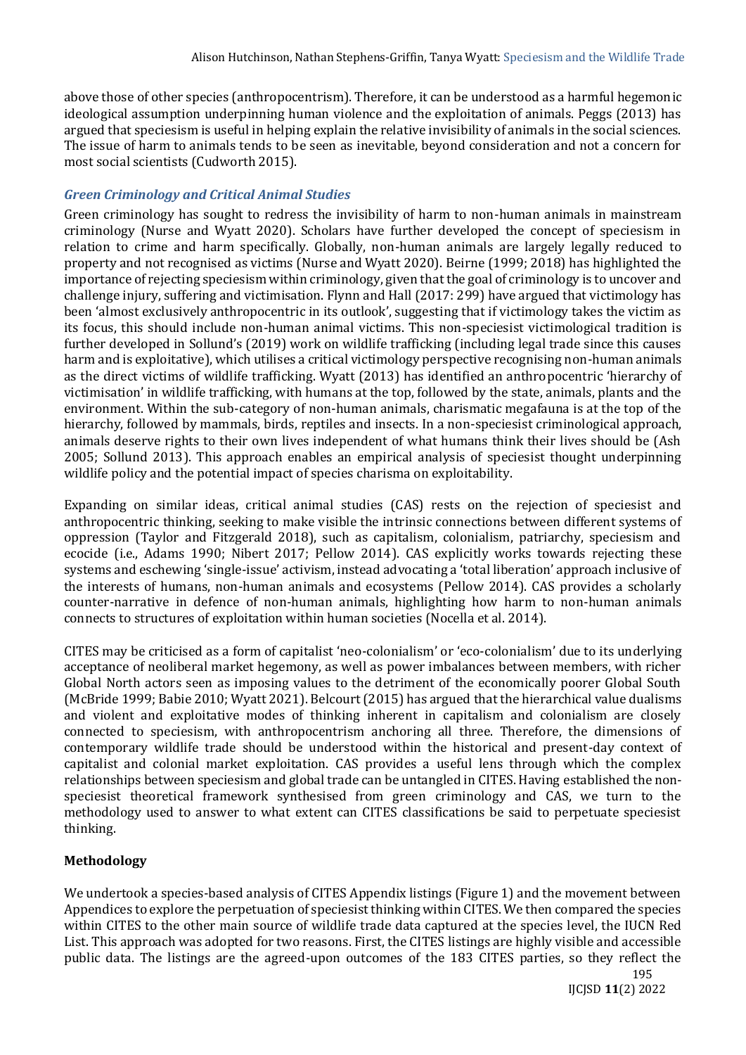above those of other species (anthropocentrism). Therefore, it can be understood as a harmful hegemonic ideological assumption underpinning human violence and the exploitation of animals. Peggs (2013) has argued that speciesism is useful in helping explain the relative invisibility of animals in the social sciences. The issue of harm to animals tends to be seen as inevitable, beyond consideration and not a concern for most social scientists (Cudworth 2015).

### *Green Criminology and Critical Animal Studies*

Green criminology has sought to redress the invisibility of harm to non-human animals in mainstream criminology (Nurse and Wyatt 2020). Scholars have further developed the concept of speciesism in relation to crime and harm specifically. Globally, non-human animals are largely legally reduced to property and not recognised as victims (Nurse and Wyatt 2020). Beirne (1999; 2018) has highlighted the importance of rejecting speciesism within criminology, given that the goal of criminology is to uncover and challenge injury, suffering and victimisation. Flynn and Hall (2017: 299) have argued that victimology has been 'almost exclusively anthropocentric in its outlook', suggesting that if victimology takes the victim as its focus, this should include non-human animal victims. This non-speciesist victimological tradition is further developed in Sollund's (2019) work on wildlife trafficking (including legal trade since this causes harm and is exploitative), which utilises a critical victimology perspective recognising non-human animals as the direct victims of wildlife trafficking. Wyatt (2013) has identified an anthropocentric 'hierarchy of victimisation' in wildlife trafficking, with humans at the top, followed by the state, animals, plants and the environment. Within the sub-category of non-human animals, charismatic megafauna is at the top of the hierarchy, followed by mammals, birds, reptiles and insects. In a non-speciesist criminological approach, animals deserve rights to their own lives independent of what humans think their lives should be (Ash 2005; Sollund 2013). This approach enables an empirical analysis of speciesist thought underpinning wildlife policy and the potential impact of species charisma on exploitability.

Expanding on similar ideas, critical animal studies (CAS) rests on the rejection of speciesist and anthropocentric thinking, seeking to make visible the intrinsic connections between different systems of oppression (Taylor and Fitzgerald 2018), such as capitalism, colonialism, patriarchy, speciesism and ecocide (i.e., Adams 1990; Nibert 2017; Pellow 2014). CAS explicitly works towards rejecting these systems and eschewing 'single-issue' activism, instead advocating a 'total liberation' approach inclusive of the interests of humans, non-human animals and ecosystems (Pellow 2014). CAS provides a scholarly counter-narrative in defence of non-human animals, highlighting how harm to non-human animals connects to structures of exploitation within human societies (Nocella et al. 2014).

CITES may be criticised as a form of capitalist 'neo-colonialism' or 'eco-colonialism' due to its underlying acceptance of neoliberal market hegemony, as well as power imbalances between members, with richer Global North actors seen as imposing values to the detriment of the economically poorer Global South (McBride 1999; Babie 2010; Wyatt 2021). Belcourt (2015) has argued that the hierarchical value dualisms and violent and exploitative modes of thinking inherent in capitalism and colonialism are closely connected to speciesism, with anthropocentrism anchoring all three. Therefore, the dimensions of contemporary wildlife trade should be understood within the historical and present-day context of capitalist and colonial market exploitation. CAS provides a useful lens through which the complex relationships between speciesism and global trade can be untangled in CITES. Having established the non-speciesist theoretical framework synthesised from green criminology and CAS, we turn to the methodology used to answer to what extent can CITES classifications be said to perpetuate speciesist thinking.

## Methodology

We undertook a species-based analysis of CITES Appendix listings (Figure 1) and the movement between Appendices to explore the perpetuation of speciesist thinking within CITES. We then compared the species within CITES to the other main source of wildlife trade data captured at the species level, the IUCN Red List. This approach was adopted for two reasons. First, the CITES listings are highly visible and accessible public data. The listings are the agreed-upon outcomes of the 183 CITES parties, so they reflect the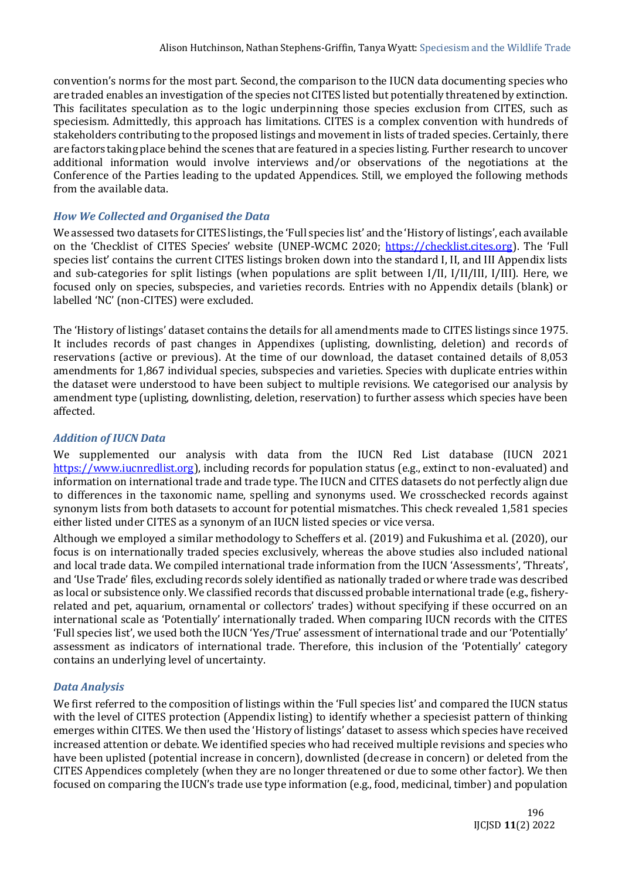convention's norms for the most part. Second, the comparison to the IUCN data documenting species who are traded enables an investigation of the species not CITES listed but potentially threatened by extinction. This facilitates speculation as to the logic underpinning those species exclusion from CITES, such as speciesism. Admittedly, this approach has limitations. CITES is a complex convention with hundreds of stakeholders contributing to the proposed listings and movement in lists of traded species. Certainly, there are factors taking place behind the scenes that are featured in a species listing. Further research to uncover additional information would involve interviews and/or observations of the negotiations at the Conference of the Parties leading to the updated Appendices. Still, we employed the following methods from the available data.

### *How We Collected and Organised the Data*

We assessed two datasets for CITES listings, the 'Full species list' and the 'History of listings', each available on the 'Checklist of CITES Species' website (UNEP-WCMC 2020; https://checklist.cites.org). The 'Full species list' contains the current CITES listings broken down into the standard I, II, and III Appendix lists and sub-categories for split listings (when populations are split between I/II, I/II/III, I/III). Here, we focused only on species, subspecies, and varieties records. Entries with no Appendix details (blank) or labelled 'NC' (non-CITES) were excluded.

The 'History of listings' dataset contains the details for all amendments made to CITES listings since 1975. It includes records of past changes in Appendixes (uplisting, downlisting, deletion) and records of reservations (active or previous). At the time of our download, the dataset contained details of 8,053 amendments for 1,867 individual species, subspecies and varieties. Species with duplicate entries within the dataset were understood to have been subject to multiple revisions. We categorised our analysis by amendment type (uplisting, downlisting, deletion, reservation) to further assess which species have been affected.

### *Addition of IUCN Data*

We supplemented our analysis with data from the IUCN Red List database (IUCN 2021 https://www.iucnredlist.org), including records for population status (e.g., extinct to non-evaluated) and information on international trade and trade type. The IUCN and CITES datasets do not perfectly align due to differences in the taxonomic name, spelling and synonyms used. We crosschecked records against synonym lists from both datasets to account for potential mismatches. This check revealed 1,581 species either listed under CITES as a synonym of an IUCN listed species or vice versa.

Although we employed a similar methodology to Scheffers et al. (2019) and Fukushima et al. (2020), our focus is on internationally traded species exclusively, whereas the above studies also included national and local trade data. We compiled international trade information from the IUCN 'Assessments', 'Threats', and 'Use Trade' files, excluding records solely identified as nationally traded or where trade was described as local or subsistence only. We classified records that discussed probable international trade (e.g., fishery-related and pet, aquarium, ornamental or collectors' trades) without specifying if these occurred on an international scale as 'Potentially' internationally traded. When comparing IUCN records with the CITES 'Full species list', we used both the IUCN 'Yes/True' assessment of international trade and our 'Potentially' assessment as indicators of international trade. Therefore, this inclusion of the 'Potentially' category contains an underlying level of uncertainty.

### *Data Analysis*

We first referred to the composition of listings within the 'Full species list' and compared the IUCN status with the level of CITES protection (Appendix listing) to identify whether a speciesist pattern of thinking emerges within CITES. We then used the 'History of listings' dataset to assess which species have received increased attention or debate. We identified species who had received multiple revisions and species who have been uplisted (potential increase in concern), downlisted (decrease in concern) or deleted from the CITES Appendices completely (when they are no longer threatened or due to some other factor). We then focused on comparing the IUCN's trade use type information (e.g., food, medicinal, timber) and population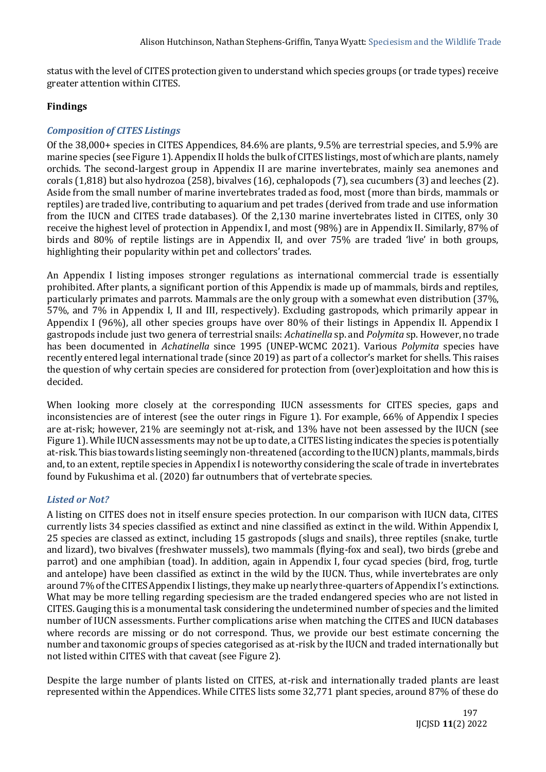status with the level of CITES protection given to understand which species groups (or trade types) receive greater attention within CITES.

## Findings

### *Composition of CITES Listings*

Of the 38,000+ species in CITES Appendices, 84.6% are plants, 9.5% are terrestrial species, and 5.9% are marine species (see Figure 1). Appendix II holds the bulk of CITES listings, most of which are plants, namely orchids. The second-largest group in Appendix II are marine invertebrates, mainly sea anemones and corals (1,818) but also hydrozoa (258), bivalves (16), cephalopods (7), sea cucumbers (3) and leeches (2). Aside from the small number of marine invertebrates traded as food, most (more than birds, mammals or reptiles) are traded live, contributing to aquarium and pet trades (derived from trade and use information from the IUCN and CITES trade databases). Of the 2,130 marine invertebrates listed in CITES, only 30 receive the highest level of protection in Appendix I, and most (98%) are in Appendix II. Similarly, 87% of birds and 80% of reptile listings are in Appendix II, and over 75% are traded 'live' in both groups, highlighting their popularity within pet and collectors' trades.

An Appendix I listing imposes stronger regulations as international commercial trade is essentially prohibited. After plants, a significant portion of this Appendix is made up of mammals, birds and reptiles, particularly primates and parrots. Mammals are the only group with a somewhat even distribution (37%, 57%, and 7% in Appendix I, II and III, respectively). Excluding gastropods, which primarily appear in Appendix I (96%), all other species groups have over 80% of their listings in Appendix II. Appendix I gastropods include just two genera of terrestrial snails: *Achatinella* sp. and *Polymita* sp. However, no trade has been documented in *Achatinella* since 1995 (UNEP-WCMC 2021). Various *Polymita* species have recently entered legal international trade (since 2019) as part of a collector's market for shells. This raises the question of why certain species are considered for protection from (over)exploitation and how this is decided.

When looking more closely at the corresponding IUCN assessments for CITES species, gaps and inconsistencies are of interest (see the outer rings in Figure 1). For example, 66% of Appendix I species are at-risk; however, 21% are seemingly not at-risk, and 13% have not been assessed by the IUCN (see Figure 1). While IUCN assessments may not be up to date, a CITES listing indicates the species is potentially at-risk. This bias towards listing seemingly non-threatened (according to the IUCN) plants, mammals, birds and, to an extent, reptile species in Appendix I is noteworthy considering the scale of trade in invertebrates found by Fukushima et al. (2020) far outnumbers that of vertebrate species.

### *Listed or Not?*

A listing on CITES does not in itself ensure species protection. In our comparison with IUCN data, CITES currently lists 34 species classified as extinct and nine classified as extinct in the wild. Within Appendix I, 25 species are classed as extinct, including 15 gastropods (slugs and snails), three reptiles (snake, turtle and lizard), two bivalves (freshwater mussels), two mammals (flying-fox and seal), two birds (grebe and parrot) and one amphibian (toad). In addition, again in Appendix I, four cycad species (bird, frog, turtle and antelope) have been classified as extinct in the wild by the IUCN. Thus, while invertebrates are only around 7% of the CITES Appendix I listings, they make up nearly three-quarters of Appendix I's extinctions. What may be more telling regarding speciesism are the traded endangered species who are not listed in CITES. Gauging this is a monumental task considering the undetermined number of species and the limited number of IUCN assessments. Further complications arise when matching the CITES and IUCN databases where records are missing or do not correspond. Thus, we provide our best estimate concerning the number and taxonomic groups of species categorised as at-risk by the IUCN and traded internationally but not listed within CITES with that caveat (see Figure 2).

Despite the large number of plants listed on CITES, at-risk and internationally traded plants are least represented within the Appendices. While CITES lists some 32,771 plant species, around 87% of these do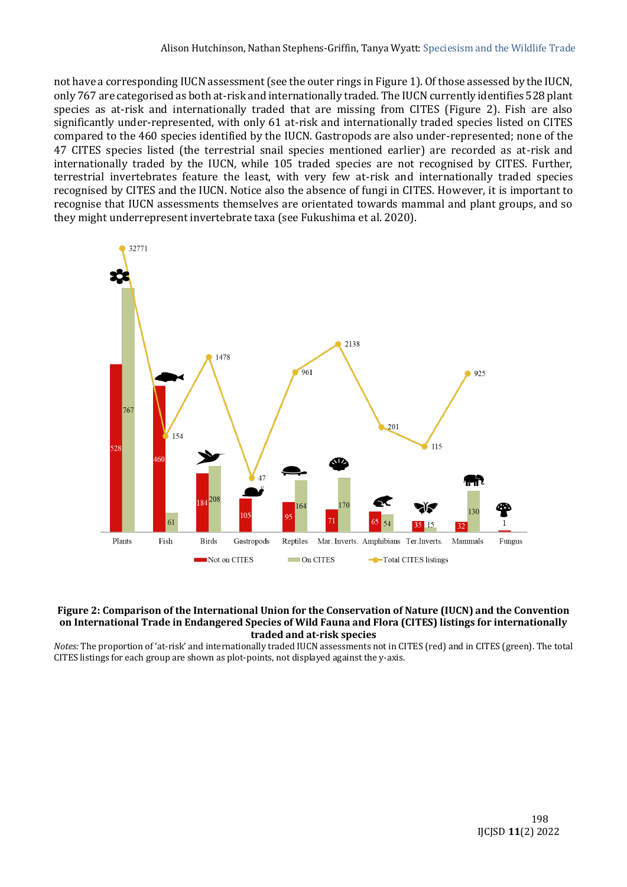not have a corresponding IUCN assessment (see the outer rings in Figure 1). Of those assessed by the IUCN, only 767 are categorised as both at-risk and internationally traded. The IUCN currently identifies 528 plant species as at-risk and internationally traded that are missing from CITES (Figure 2). Fish are also significantly under-represented, with only 61 at-risk and internationally traded species listed on CITES compared to the 460 species identified by the IUCN. Gastropods are also under-represented; none of the 47 CITES species listed (the terrestrial snail species mentioned earlier) are recorded as at-risk and internationally traded by the IUCN, while 105 traded species are not recognised by CITES. Further, terrestrial invertebrates feature the least, with very few at-risk and internationally traded species recognised by CITES and the IUCN. Notice also the absence of fungi in CITES. However, it is important to recognise that IUCN assessments themselves are orientated towards mammal and plant groups, and so they might underrepresent invertebrate taxa (see Fukushima et al. 2020).

| Group | Not on CITES | On CITES | Total CITES listings |
|---|---|---|---|
| Plants | 528 | 767 | 32771 |
| Fish | 460 | 61 | 154 |
| Birds | 184 | 208 | 1478 |
| Gastropods | 105 | | 47 |
| Reptiles | 95 | 164 | 961 |
| Mar. Inverts. | 71 | 170 | 2138 |
| Amphibians | 65 | 54 | 201 |
| Ter.Inverts. | 35 | 15 | 115 |
| Mammals | 32 | 130 | 925 |
| Fungus | 1 | | |

**Figure 2: Comparison of the International Union for the Conservation of Nature (IUCN) and the Convention on International Trade in Endangered Species of Wild Fauna and Flora (CITES) listings for internationally traded and at-risk species**

*Notes:* The proportion of 'at-risk' and internationally traded IUCN assessments not in CITES (red) and in CITES (green). The total CITES listings for each group are shown as plot-points, not displayed against the y-axis.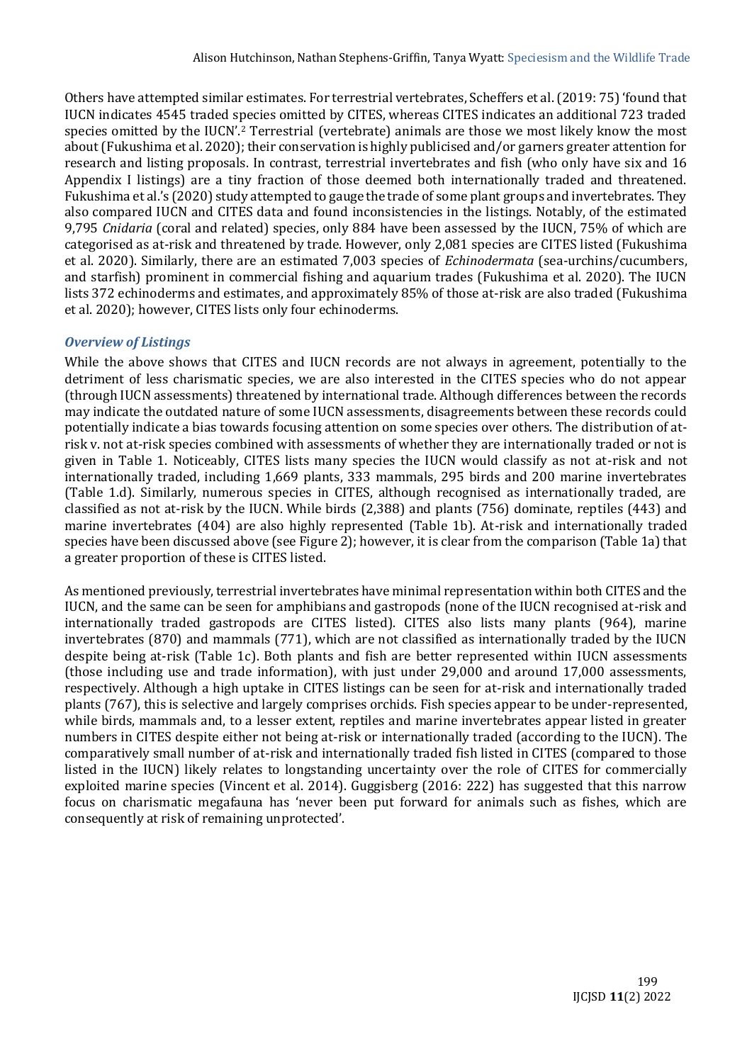Others have attempted similar estimates. For terrestrial vertebrates, Scheffers et al. (2019: 75) 'found that IUCN indicates 4545 traded species omitted by CITES, whereas CITES indicates an additional 723 traded species omitted by the IUCN'.[2] Terrestrial (vertebrate) animals are those we most likely know the most about (Fukushima et al. 2020); their conservation is highly publicised and/or garners greater attention for research and listing proposals. In contrast, terrestrial invertebrates and fish (who only have six and 16 Appendix I listings) are a tiny fraction of those deemed both internationally traded and threatened. Fukushima et al.'s (2020) study attempted to gauge the trade of some plant groups and invertebrates. They also compared IUCN and CITES data and found inconsistencies in the listings. Notably, of the estimated 9,795 *Cnidaria* (coral and related) species, only 884 have been assessed by the IUCN, 75% of which are categorised as at-risk and threatened by trade. However, only 2,081 species are CITES listed (Fukushima et al. 2020). Similarly, there are an estimated 7,003 species of *Echinodermata* (sea-urchins/cucumbers, and starfish) prominent in commercial fishing and aquarium trades (Fukushima et al. 2020). The IUCN lists 372 echinoderms and estimates, and approximately 85% of those at-risk are also traded (Fukushima et al. 2020); however, CITES lists only four echinoderms.

### *Overview of Listings*

While the above shows that CITES and IUCN records are not always in agreement, potentially to the detriment of less charismatic species, we are also interested in the CITES species who do not appear (through IUCN assessments) threatened by international trade. Although differences between the records may indicate the outdated nature of some IUCN assessments, disagreements between these records could potentially indicate a bias towards focusing attention on some species over others. The distribution of at-risk v. not at-risk species combined with assessments of whether they are internationally traded or not is given in Table 1. Noticeably, CITES lists many species the IUCN would classify as not at-risk and not internationally traded, including 1,669 plants, 333 mammals, 295 birds and 200 marine invertebrates (Table 1.d). Similarly, numerous species in CITES, although recognised as internationally traded, are classified as not at-risk by the IUCN. While birds (2,388) and plants (756) dominate, reptiles (443) and marine invertebrates (404) are also highly represented (Table 1b). At-risk and internationally traded species have been discussed above (see Figure 2); however, it is clear from the comparison (Table 1a) that a greater proportion of these is CITES listed.

As mentioned previously, terrestrial invertebrates have minimal representation within both CITES and the IUCN, and the same can be seen for amphibians and gastropods (none of the IUCN recognised at-risk and internationally traded gastropods are CITES listed). CITES also lists many plants (964), marine invertebrates (870) and mammals (771), which are not classified as internationally traded by the IUCN despite being at-risk (Table 1c). Both plants and fish are better represented within IUCN assessments (those including use and trade information), with just under 29,000 and around 17,000 assessments, respectively. Although a high uptake in CITES listings can be seen for at-risk and internationally traded plants (767), this is selective and largely comprises orchids. Fish species appear to be under-represented, while birds, mammals and, to a lesser extent, reptiles and marine invertebrates appear listed in greater numbers in CITES despite either not being at-risk or internationally traded (according to the IUCN). The comparatively small number of at-risk and internationally traded fish listed in CITES (compared to those listed in the IUCN) likely relates to longstanding uncertainty over the role of CITES for commercially exploited marine species (Vincent et al. 2014). Guggisberg (2016: 222) has suggested that this narrow focus on charismatic megafauna has 'never been put forward for animals such as fishes, which are consequently at risk of remaining unprotected'.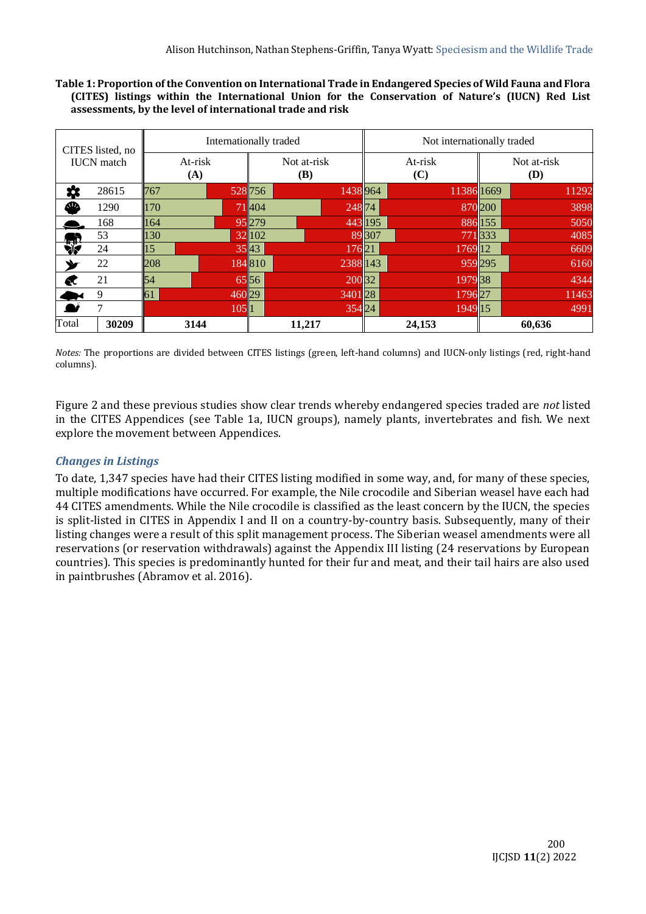**Table 1: Proportion of the Convention on International Trade in Endangered Species of Wild Fauna and Flora (CITES) listings within the International Union for the Conservation of Nature's (IUCN) Red List assessments, by the level of international trade and risk**

| CITES listed, no IUCN match | | Internationally traded | | | | Not internationally traded | | | |
|---|---|---|---|---|---|---|---|---|---|
| | | At-risk (A) | | Not at-risk (B) | | At-risk (C) | | Not at-risk (D) | |
| | 28615 | 767 | 528 | 756 | 1438 | 964 | 11386 | 1669 | 11292 |
| | 1290 | 170 | 71 | 404 | 248 | 74 | 870 | 200 | 3898 |
| | 168 | 164 | 95 | 279 | 443 | 195 | 886 | 155 | 5050 |
| | 53 | 130 | 32 | 102 | 89 | 307 | 771 | 333 | 4085 |
| | 24 | 15 | 35 | 43 | 176 | 21 | 1769 | 12 | 6609 |
| | 22 | 208 | 184 | 810 | 2388 | 143 | 959 | 295 | 6160 |
| | 21 | 54 | 65 | 56 | 200 | 32 | 1979 | 38 | 4344 |
| | 9 | 61 | 460 | 29 | 3401 | 28 | 1796 | 27 | 11463 |
| | 7 | | 105 | 1 | 354 | 24 | 1949 | 15 | 4991 |
| Total | **30209** | **3144** | | **11,217** | | **24,153** | | **60,636** | |

*Notes:* The proportions are divided between CITES listings (green, left-hand columns) and IUCN-only listings (red, right-hand columns).

Figure 2 and these previous studies show clear trends whereby endangered species traded are *not* listed in the CITES Appendices (see Table 1a, IUCN groups), namely plants, invertebrates and fish. We next explore the movement between Appendices.

### *Changes in Listings*

To date, 1,347 species have had their CITES listing modified in some way, and, for many of these species, multiple modifications have occurred. For example, the Nile crocodile and Siberian weasel have each had 44 CITES amendments. While the Nile crocodile is classified as the least concern by the IUCN, the species is split-listed in CITES in Appendix I and II on a country-by-country basis. Subsequently, many of their listing changes were a result of this split management process. The Siberian weasel amendments were all reservations (or reservation withdrawals) against the Appendix III listing (24 reservations by European countries). This species is predominantly hunted for their fur and meat, and their tail hairs are also used in paintbrushes (Abramov et al. 2016).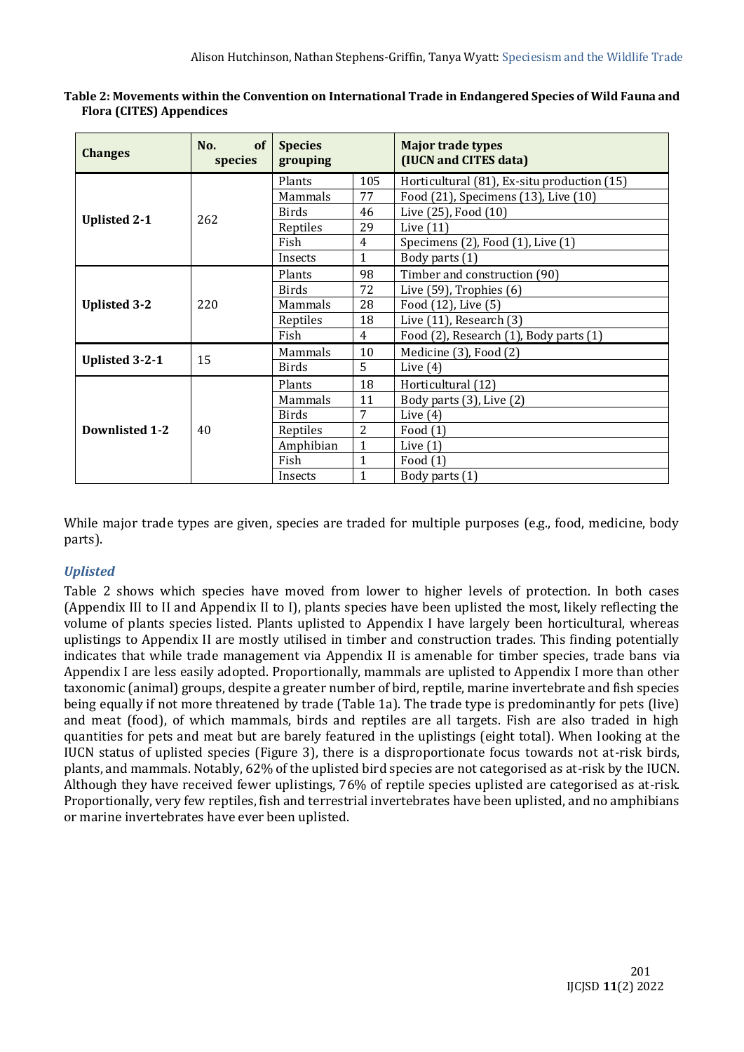**Table 2: Movements within the Convention on International Trade in Endangered Species of Wild Fauna and Flora (CITES) Appendices**

| Changes | No. of species | Species grouping | | Major trade types (IUCN and CITES data) |
|---|---|---|---|---|
| Uplisted 2-1 | 262 | Plants | 105 | Horticultural (81), Ex-situ production (15) |
| | | Mammals | 77 | Food (21), Specimens (13), Live (10) |
| | | Birds | 46 | Live (25), Food (10) |
| | | Reptiles | 29 | Live (11) |
| | | Fish | 4 | Specimens (2), Food (1), Live (1) |
| | | Insects | 1 | Body parts (1) |
| Uplisted 3-2 | 220 | Plants | 98 | Timber and construction (90) |
| | | Birds | 72 | Live (59), Trophies (6) |
| | | Mammals | 28 | Food (12), Live (5) |
| | | Reptiles | 18 | Live (11), Research (3) |
| | | Fish | 4 | Food (2), Research (1), Body parts (1) |
| Uplisted 3-2-1 | 15 | Mammals | 10 | Medicine (3), Food (2) |
| | | Birds | 5 | Live (4) |
| Downlisted 1-2 | 40 | Plants | 18 | Horticultural (12) |
| | | Mammals | 11 | Body parts (3), Live (2) |
| | | Birds | 7 | Live (4) |
| | | Reptiles | 2 | Food (1) |
| | | Amphibian | 1 | Live (1) |
| | | Fish | 1 | Food (1) |
| | | Insects | 1 | Body parts (1) |

While major trade types are given, species are traded for multiple purposes (e.g., food, medicine, body parts).

### *Uplisted*

Table 2 shows which species have moved from lower to higher levels of protection. In both cases (Appendix III to II and Appendix II to I), plants species have been uplisted the most, likely reflecting the volume of plants species listed. Plants uplisted to Appendix I have largely been horticultural, whereas uplistings to Appendix II are mostly utilised in timber and construction trades. This finding potentially indicates that while trade management via Appendix II is amenable for timber species, trade bans via Appendix I are less easily adopted. Proportionally, mammals are uplisted to Appendix I more than other taxonomic (animal) groups, despite a greater number of bird, reptile, marine invertebrate and fish species being equally if not more threatened by trade (Table 1a). The trade type is predominantly for pets (live) and meat (food), of which mammals, birds and reptiles are all targets. Fish are also traded in high quantities for pets and meat but are barely featured in the uplistings (eight total). When looking at the IUCN status of uplisted species (Figure 3), there is a disproportionate focus towards not at-risk birds, plants, and mammals. Notably, 62% of the uplisted bird species are not categorised as at-risk by the IUCN. Although they have received fewer uplistings, 76% of reptile species uplisted are categorised as at-risk. Proportionally, very few reptiles, fish and terrestrial invertebrates have been uplisted, and no amphibians or marine invertebrates have ever been uplisted.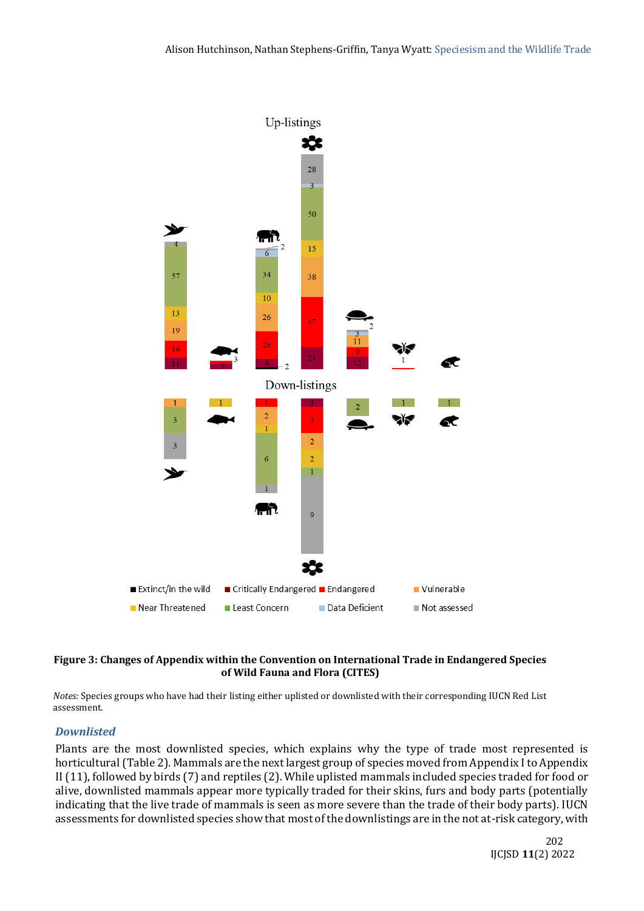**Figure 3: Changes of Appendix within the Convention on International Trade in Endangered Species of Wild Fauna and Flora (CITES)**

*Notes:* Species groups who have had their listing either uplisted or downlisted with their corresponding IUCN Red List assessment.

### *Downlisted*

Plants are the most downlisted species, which explains why the type of trade most represented is horticultural (Table 2). Mammals are the next largest group of species moved from Appendix I to Appendix II (11), followed by birds (7) and reptiles (2). While uplisted mammals included species traded for food or alive, downlisted mammals appear more typically traded for their skins, furs and body parts (potentially indicating that the live trade of mammals is seen as more severe than the trade of their body parts). IUCN assessments for downlisted species show that most of the downlistings are in the not at-risk category, with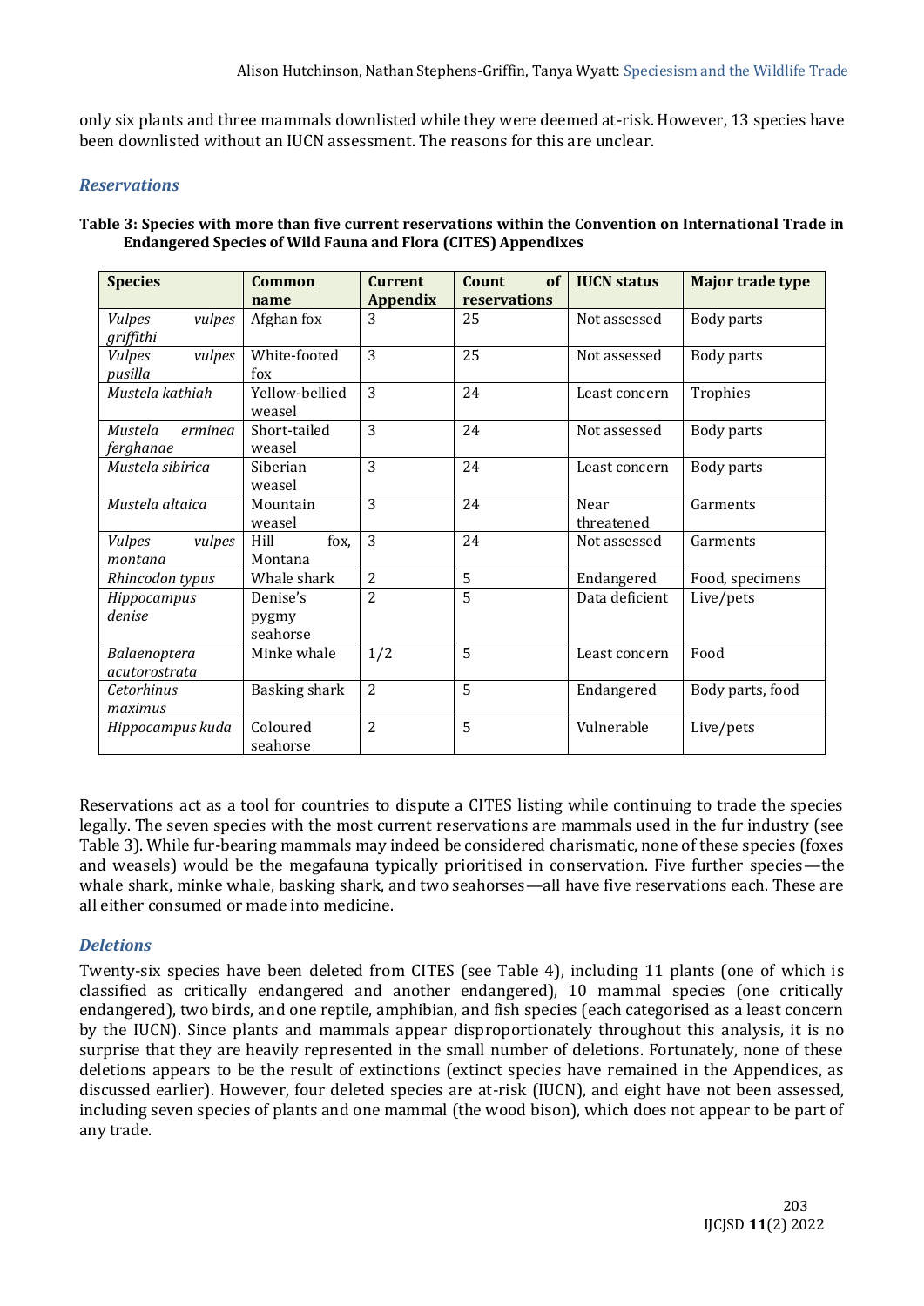only six plants and three mammals downlisted while they were deemed at-risk. However, 13 species have been downlisted without an IUCN assessment. The reasons for this are unclear.

### *Reservations*

**Table 3: Species with more than five current reservations within the Convention on International Trade in Endangered Species of Wild Fauna and Flora (CITES) Appendixes**

| Species | Common name | Current Appendix | Count of reservations | IUCN status | Major trade type |
|---|---|---|---|---|---|
| *Vulpes vulpes griffithi* | Afghan fox | 3 | 25 | Not assessed | Body parts |
| *Vulpes vulpes pusilla* | White-footed fox | 3 | 25 | Not assessed | Body parts |
| *Mustela kathiah* | Yellow-bellied weasel | 3 | 24 | Least concern | Trophies |
| *Mustela erminea ferghanae* | Short-tailed weasel | 3 | 24 | Not assessed | Body parts |
| *Mustela sibirica* | Siberian weasel | 3 | 24 | Least concern | Body parts |
| *Mustela altaica* | Mountain weasel | 3 | 24 | Near threatened | Garments |
| *Vulpes vulpes montana* | Hill fox, Montana | 3 | 24 | Not assessed | Garments |
| *Rhincodon typus* | Whale shark | 2 | 5 | Endangered | Food, specimens |
| *Hippocampus denise* | Denise's pygmy seahorse | 2 | 5 | Data deficient | Live/pets |
| *Balaenoptera acutorostrata* | Minke whale | 1/2 | 5 | Least concern | Food |
| *Cetorhinus maximus* | Basking shark | 2 | 5 | Endangered | Body parts, food |
| *Hippocampus kuda* | Coloured seahorse | 2 | 5 | Vulnerable | Live/pets |

Reservations act as a tool for countries to dispute a CITES listing while continuing to trade the species legally. The seven species with the most current reservations are mammals used in the fur industry (see Table 3). While fur-bearing mammals may indeed be considered charismatic, none of these species (foxes and weasels) would be the megafauna typically prioritised in conservation. Five further species—the whale shark, minke whale, basking shark, and two seahorses—all have five reservations each. These are all either consumed or made into medicine.

### *Deletions*

Twenty-six species have been deleted from CITES (see Table 4), including 11 plants (one of which is classified as critically endangered and another endangered), 10 mammal species (one critically endangered), two birds, and one reptile, amphibian, and fish species (each categorised as a least concern by the IUCN). Since plants and mammals appear disproportionately throughout this analysis, it is no surprise that they are heavily represented in the small number of deletions. Fortunately, none of these deletions appears to be the result of extinctions (extinct species have remained in the Appendices, as discussed earlier). However, four deleted species are at-risk (IUCN), and eight have not been assessed, including seven species of plants and one mammal (the wood bison), which does not appear to be part of any trade.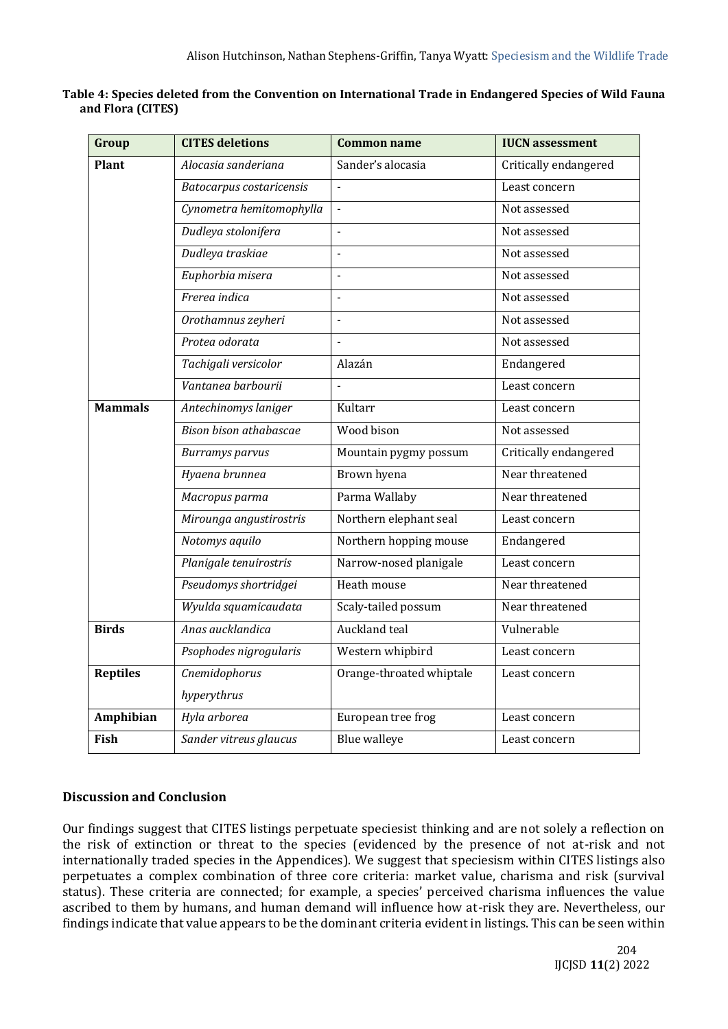**Table 4: Species deleted from the Convention on International Trade in Endangered Species of Wild Fauna and Flora (CITES)**

| Group | CITES deletions | Common name | IUCN assessment |
|---|---|---|---|
| **Plant** | *Alocasia sanderiana* | Sander's alocasia | Critically endangered |
| | *Batocarpus costaricensis* | - | Least concern |
| | *Cynometra hemitomophylla* | - | Not assessed |
| | *Dudleya stolonifera* | - | Not assessed |
| | *Dudleya traskiae* | - | Not assessed |
| | *Euphorbia misera* | - | Not assessed |
| | *Frerea indica* | - | Not assessed |
| | *Orothamnus zeyheri* | - | Not assessed |
| | *Protea odorata* | - | Not assessed |
| | *Tachigali versicolor* | Alazán | Endangered |
| | *Vantanea barbourii* | - | Least concern |
| **Mammals** | *Antechinomys laniger* | Kultarr | Least concern |
| | *Bison bison athabascae* | Wood bison | Not assessed |
| | *Burramys parvus* | Mountain pygmy possum | Critically endangered |
| | *Hyaena brunnea* | Brown hyena | Near threatened |
| | *Macropus parma* | Parma Wallaby | Near threatened |
| | *Mirounga angustirostris* | Northern elephant seal | Least concern |
| | *Notomys aquilo* | Northern hopping mouse | Endangered |
| | *Planigale tenuirostris* | Narrow-nosed planigale | Least concern |
| | *Pseudomys shortridgei* | Heath mouse | Near threatened |
| | *Wyulda squamicaudata* | Scaly-tailed possum | Near threatened |
| **Birds** | *Anas aucklandica* | Auckland teal | Vulnerable |
| | *Psophodes nigrogularis* | Western whipbird | Least concern |
| **Reptiles** | *Cnemidophorus hyperythrus* | Orange-throated whiptale | Least concern |
| **Amphibian** | *Hyla arborea* | European tree frog | Least concern |
| **Fish** | *Sander vitreus glaucus* | Blue walleye | Least concern |

## Discussion and Conclusion

Our findings suggest that CITES listings perpetuate speciesist thinking and are not solely a reflection on the risk of extinction or threat to the species (evidenced by the presence of not at-risk and not internationally traded species in the Appendices). We suggest that speciesism within CITES listings also perpetuates a complex combination of three core criteria: market value, charisma and risk (survival status). These criteria are connected; for example, a species' perceived charisma influences the value ascribed to them by humans, and human demand will influence how at-risk they are. Nevertheless, our findings indicate that value appears to be the dominant criteria evident in listings. This can be seen within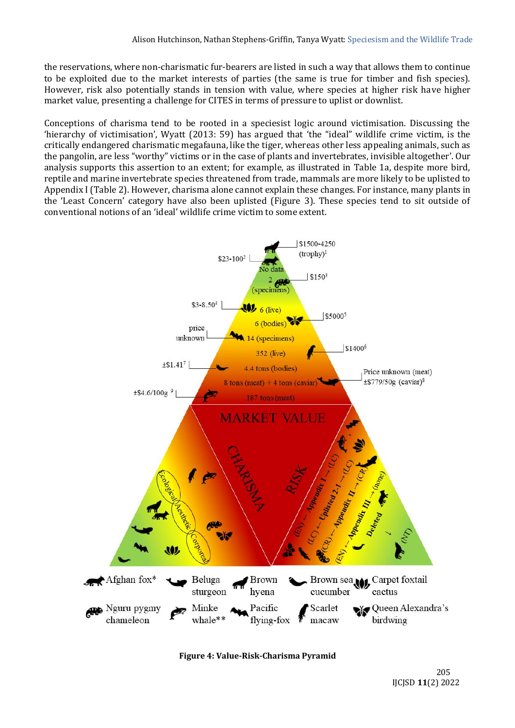the reservations, where non-charismatic fur-bearers are listed in such a way that allows them to continue to be exploited due to the market interests of parties (the same is true for timber and fish species). However, risk also potentially stands in tension with value, where species at higher risk have higher market value, presenting a challenge for CITES in terms of pressure to uplist or downlist.

Conceptions of charisma tend to be rooted in a speciesist logic around victimisation. Discussing the 'hierarchy of victimisation', Wyatt (2013: 59) has argued that 'the "ideal" wildlife crime victim, is the critically endangered charismatic megafauna, like the tiger, whereas other less appealing animals, such as the pangolin, are less "worthy" victims or in the case of plants and invertebrates, invisible altogether'. Our analysis supports this assertion to an extent; for example, as illustrated in Table 1a, despite more bird, reptile and marine invertebrate species threatened from trade, mammals are more likely to be uplisted to Appendix I (Table 2). However, charisma alone cannot explain these changes. For instance, many plants in the 'Least Concern' category have also been uplisted (Figure 3). These species tend to sit outside of conventional notions of an 'ideal' wildlife crime victim to some extent.

**Figure 4: Value-Risk-Charisma Pyramid**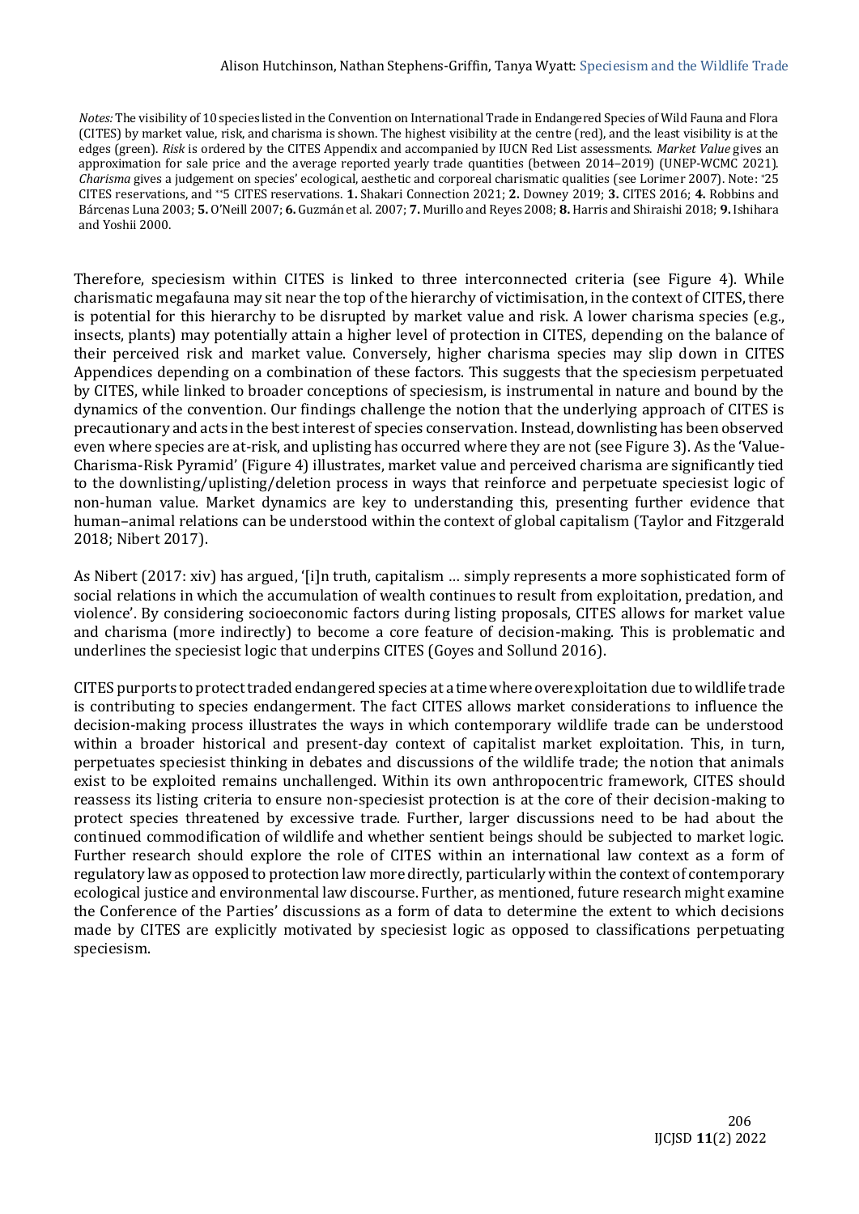*Notes:* The visibility of 10 species listed in the Convention on International Trade in Endangered Species of Wild Fauna and Flora (CITES) by market value, risk, and charisma is shown. The highest visibility at the centre (red), and the least visibility is at the edges (green). *Risk* is ordered by the CITES Appendix and accompanied by IUCN Red List assessments. *Market Value* gives an approximation for sale price and the average reported yearly trade quantities (between 2014–2019) (UNEP-WCMC 2021). *Charisma* gives a judgement on species' ecological, aesthetic and corporeal charismatic qualities (see Lorimer 2007). Note: *25 CITES reservations, and **5 CITES reservations. **1.** Shakari Connection 2021; **2.** Downey 2019; **3.** CITES 2016; **4.** Robbins and Bárcenas Luna 2003; **5.** O'Neill 2007; **6.** Guzmán et al. 2007; **7.** Murillo and Reyes 2008; **8.** Harris and Shiraishi 2018; **9.** Ishihara and Yoshii 2000.

Therefore, speciesism within CITES is linked to three interconnected criteria (see Figure 4). While charismatic megafauna may sit near the top of the hierarchy of victimisation, in the context of CITES, there is potential for this hierarchy to be disrupted by market value and risk. A lower charisma species (e.g., insects, plants) may potentially attain a higher level of protection in CITES, depending on the balance of their perceived risk and market value. Conversely, higher charisma species may slip down in CITES Appendices depending on a combination of these factors. This suggests that the speciesism perpetuated by CITES, while linked to broader conceptions of speciesism, is instrumental in nature and bound by the dynamics of the convention. Our findings challenge the notion that the underlying approach of CITES is precautionary and acts in the best interest of species conservation. Instead, downlisting has been observed even where species are at-risk, and uplisting has occurred where they are not (see Figure 3). As the 'Value-Charisma-Risk Pyramid' (Figure 4) illustrates, market value and perceived charisma are significantly tied to the downlisting/uplisting/deletion process in ways that reinforce and perpetuate speciesist logic of non-human value. Market dynamics are key to understanding this, presenting further evidence that human–animal relations can be understood within the context of global capitalism (Taylor and Fitzgerald 2018; Nibert 2017).

As Nibert (2017: xiv) has argued, '[i]n truth, capitalism … simply represents a more sophisticated form of social relations in which the accumulation of wealth continues to result from exploitation, predation, and violence'. By considering socioeconomic factors during listing proposals, CITES allows for market value and charisma (more indirectly) to become a core feature of decision-making. This is problematic and underlines the speciesist logic that underpins CITES (Goyes and Sollund 2016).

CITES purports to protect traded endangered species at a time where overexploitation due to wildlife trade is contributing to species endangerment. The fact CITES allows market considerations to influence the decision-making process illustrates the ways in which contemporary wildlife trade can be understood within a broader historical and present-day context of capitalist market exploitation. This, in turn, perpetuates speciesist thinking in debates and discussions of the wildlife trade; the notion that animals exist to be exploited remains unchallenged. Within its own anthropocentric framework, CITES should reassess its listing criteria to ensure non-speciesist protection is at the core of their decision-making to protect species threatened by excessive trade. Further, larger discussions need to be had about the continued commodification of wildlife and whether sentient beings should be subjected to market logic. Further research should explore the role of CITES within an international law context as a form of regulatory law as opposed to protection law more directly, particularly within the context of contemporary ecological justice and environmental law discourse. Further, as mentioned, future research might examine the Conference of the Parties' discussions as a form of data to determine the extent to which decisions made by CITES are explicitly motivated by speciesist logic as opposed to classifications perpetuating speciesism.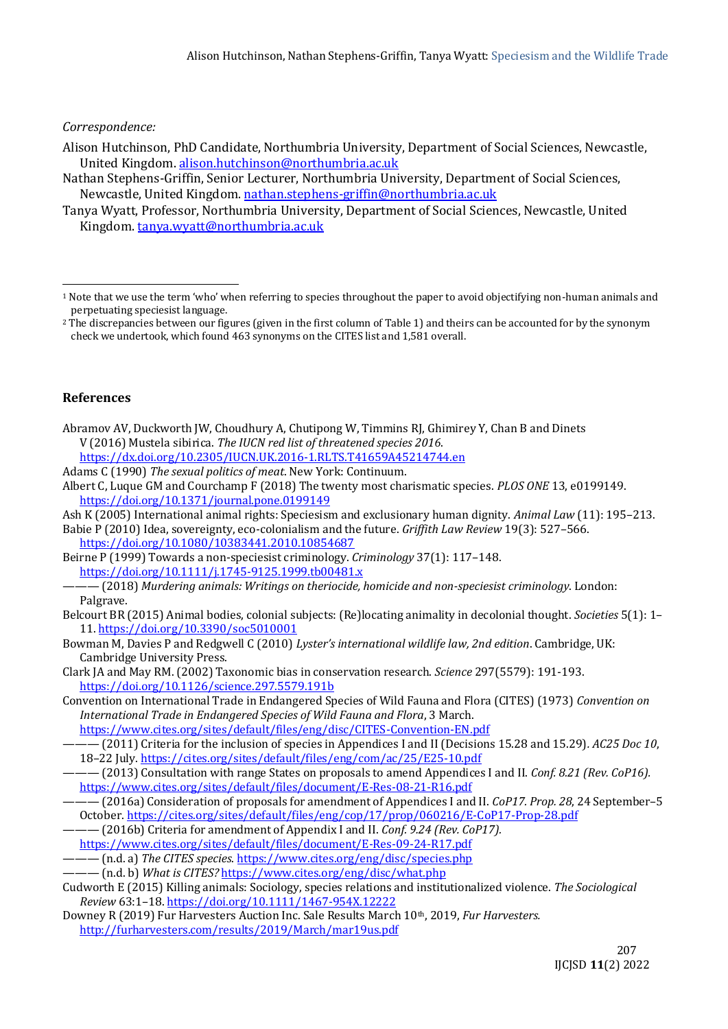*Correspondence:*

Alison Hutchinson, PhD Candidate, Northumbria University, Department of Social Sciences, Newcastle, United Kingdom. alison.hutchinson@northumbria.ac.uk

Nathan Stephens-Griffin, Senior Lecturer, Northumbria University, Department of Social Sciences, Newcastle, United Kingdom. nathan.stephens-griffin@northumbria.ac.uk

Tanya Wyatt, Professor, Northumbria University, Department of Social Sciences, Newcastle, United Kingdom. tanya.wyatt@northumbria.ac.uk

---

[1] Note that we use the term 'who' when referring to species throughout the paper to avoid objectifying non-human animals and perpetuating speciesist language.

[2] The discrepancies between our figures (given in the first column of Table 1) and theirs can be accounted for by the synonym check we undertook, which found 463 synonyms on the CITES list and 1,581 overall.

## References

Abramov AV, Duckworth JW, Choudhury A, Chutipong W, Timmins RJ, Ghimirey Y, Chan B and Dinets V (2016) Mustela sibirica. *The IUCN red list of threatened species 2016*. https://dx.doi.org/10.2305/IUCN.UK.2016-1.RLTS.T41659A45214744.en

Adams C (1990) *The sexual politics of meat*. New York: Continuum.

Albert C, Luque GM and Courchamp F (2018) The twenty most charismatic species. *PLOS ONE* 13, e0199149. https://doi.org/10.1371/journal.pone.0199149

Ash K (2005) International animal rights: Speciesism and exclusionary human dignity. *Animal Law* (11): 195–213.

Babie P (2010) Idea, sovereignty, eco-colonialism and the future. *Griffith Law Review* 19(3): 527–566. https://doi.org/10.1080/10383441.2010.10854687

Beirne P (1999) Towards a non-speciesist criminology. *Criminology* 37(1): 117–148. https://doi.org/10.1111/j.1745-9125.1999.tb00481.x

——— (2018) *Murdering animals: Writings on theriocide, homicide and non-speciesist criminology*. London: Palgrave.

Belcourt BR (2015) Animal bodies, colonial subjects: (Re)locating animality in decolonial thought. *Societies* 5(1): 1–11. https://doi.org/10.3390/soc5010001

Bowman M, Davies P and Redgwell C (2010) *Lyster's international wildlife law, 2nd edition*. Cambridge, UK: Cambridge University Press.

Clark JA and May RM. (2002) Taxonomic bias in conservation research. *Science* 297(5579): 191-193. https://doi.org/10.1126/science.297.5579.191b

Convention on International Trade in Endangered Species of Wild Fauna and Flora (CITES) (1973) *Convention on International Trade in Endangered Species of Wild Fauna and Flora*, 3 March. https://www.cites.org/sites/default/files/eng/disc/CITES-Convention-EN.pdf

——— (2011) Criteria for the inclusion of species in Appendices I and II (Decisions 15.28 and 15.29). *AC25 Doc 10*, 18–22 July. https://cites.org/sites/default/files/eng/com/ac/25/E25-10.pdf

——— (2013) Consultation with range States on proposals to amend Appendices I and II. *Conf. 8.21 (Rev. CoP16).* https://www.cites.org/sites/default/files/document/E-Res-08-21-R16.pdf

——— (2016a) Consideration of proposals for amendment of Appendices I and II. *CoP17. Prop. 28*, 24 September–5 October. https://cites.org/sites/default/files/eng/cop/17/prop/060216/E-CoP17-Prop-28.pdf

——— (2016b) Criteria for amendment of Appendix I and II. *Conf. 9.24 (Rev. CoP17).* https://www.cites.org/sites/default/files/document/E-Res-09-24-R17.pdf

——— (n.d. a) *The CITES species*. https://www.cites.org/eng/disc/species.php

——— (n.d. b) *What is CITES?* https://www.cites.org/eng/disc/what.php

Cudworth E (2015) Killing animals: Sociology, species relations and institutionalized violence. *The Sociological Review* 63:1–18. https://doi.org/10.1111/1467-954X.12222

Downey R (2019) Fur Harvesters Auction Inc. Sale Results March 10th, 2019, *Fur Harvesters.* http://furharvesters.com/results/2019/March/mar19us.pdf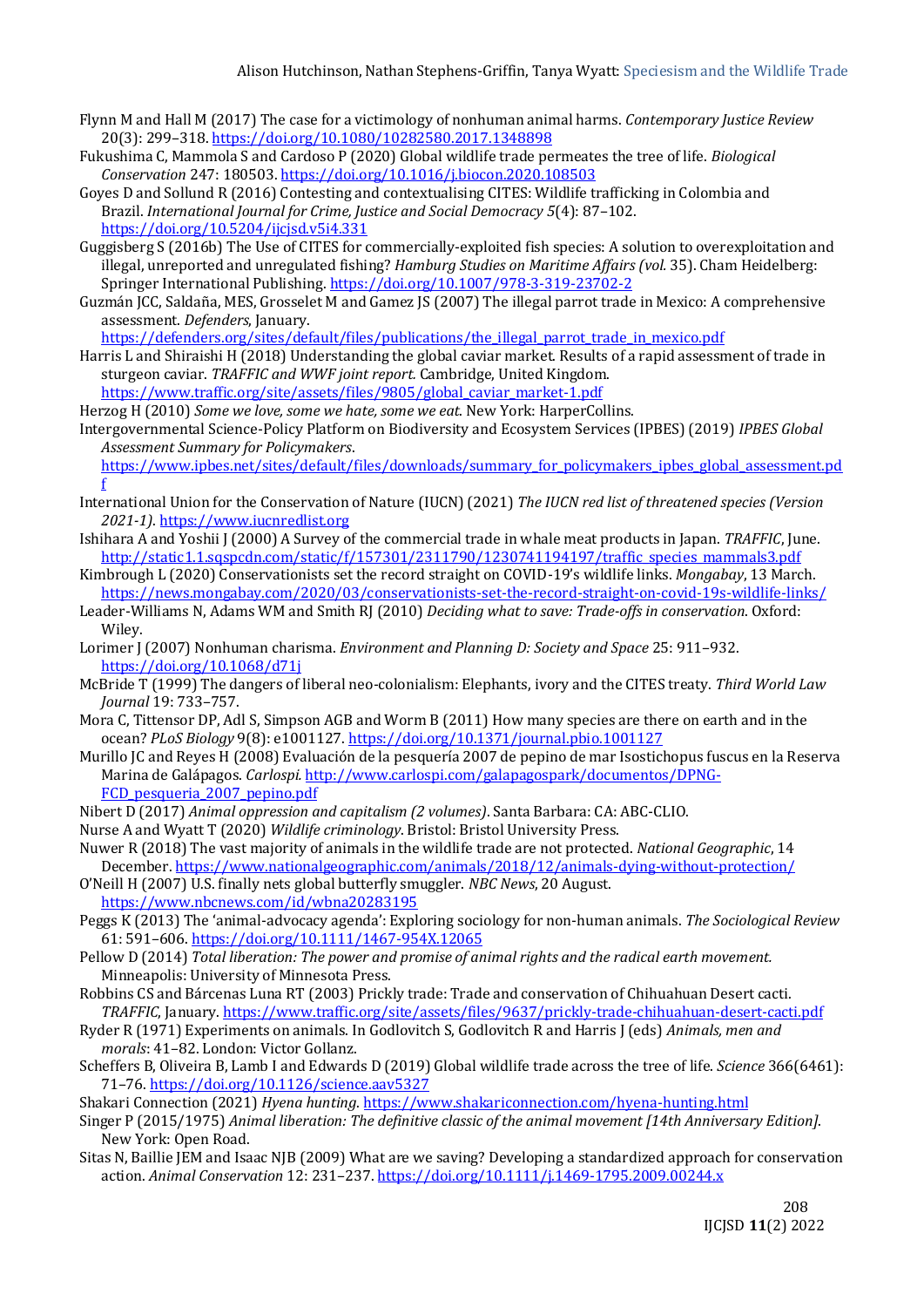Flynn M and Hall M (2017) The case for a victimology of nonhuman animal harms. *Contemporary Justice Review* 20(3): 299–318. https://doi.org/10.1080/10282580.2017.1348898

Fukushima C, Mammola S and Cardoso P (2020) Global wildlife trade permeates the tree of life. *Biological Conservation* 247: 180503. https://doi.org/10.1016/j.biocon.2020.108503

Goyes D and Sollund R (2016) Contesting and contextualising CITES: Wildlife trafficking in Colombia and Brazil. *International Journal for Crime, Justice and Social Democracy 5*(4): 87–102. https://doi.org/10.5204/ijcjsd.v5i4.331

Guggisberg S (2016b) The Use of CITES for commercially-exploited fish species: A solution to overexploitation and illegal, unreported and unregulated fishing? *Hamburg Studies on Maritime Affairs (vol.* 35). Cham Heidelberg: Springer International Publishing. https://doi.org/10.1007/978-3-319-23702-2

Guzmán JCC, Saldaña, MES, Grosselet M and Gamez JS (2007) The illegal parrot trade in Mexico: A comprehensive assessment. *Defenders*, January. https://defenders.org/sites/default/files/publications/the_illegal_parrot_trade_in_mexico.pdf

Harris L and Shiraishi H (2018) Understanding the global caviar market. Results of a rapid assessment of trade in sturgeon caviar. *TRAFFIC and WWF joint report.* Cambridge, United Kingdom. https://www.traffic.org/site/assets/files/9805/global_caviar_market-1.pdf

Herzog H (2010) *Some we love, some we hate, some we eat*. New York: HarperCollins.

Intergovernmental Science-Policy Platform on Biodiversity and Ecosystem Services (IPBES) (2019) *IPBES Global Assessment Summary for Policymakers*. https://www.ipbes.net/sites/default/files/downloads/summary_for_policymakers_ipbes_global_assessment.pdf

International Union for the Conservation of Nature (IUCN) (2021) *The IUCN red list of threatened species (Version 2021-1)*. https://www.iucnredlist.org

Ishihara A and Yoshii J (2000) A Survey of the commercial trade in whale meat products in Japan. *TRAFFIC*, June. http://static1.1.sqspcdn.com/static/f/157301/2311790/1230741194197/traffic_species_mammals3.pdf

Kimbrough L (2020) Conservationists set the record straight on COVID-19's wildlife links. *Mongabay*, 13 March. https://news.mongabay.com/2020/03/conservationists-set-the-record-straight-on-covid-19s-wildlife-links/

Leader-Williams N, Adams WM and Smith RJ (2010) *Deciding what to save: Trade-offs in conservation*. Oxford: Wiley.

Lorimer J (2007) Nonhuman charisma. *Environment and Planning D: Society and Space* 25: 911–932. https://doi.org/10.1068/d71j

McBride T (1999) The dangers of liberal neo-colonialism: Elephants, ivory and the CITES treaty. *Third World Law Journal* 19: 733–757.

Mora C, Tittensor DP, Adl S, Simpson AGB and Worm B (2011) How many species are there on earth and in the ocean? *PLoS Biology* 9(8): e1001127. https://doi.org/10.1371/journal.pbio.1001127

Murillo JC and Reyes H (2008) Evaluación de la pesquería 2007 de pepino de mar Isostichopus fuscus en la Reserva Marina de Galápagos. *Carlospi.* http://www.carlospi.com/galapagospark/documentos/DPNG-FCD_pesqueria_2007_pepino.pdf

Nibert D (2017) *Animal oppression and capitalism (2 volumes)*. Santa Barbara: CA: ABC-CLIO.

Nurse A and Wyatt T (2020) *Wildlife criminology*. Bristol: Bristol University Press.

Nuwer R (2018) The vast majority of animals in the wildlife trade are not protected. *National Geographic*, 14 December. https://www.nationalgeographic.com/animals/2018/12/animals-dying-without-protection/

O'Neill H (2007) U.S. finally nets global butterfly smuggler. *NBC News*, 20 August. https://www.nbcnews.com/id/wbna20283195

Peggs K (2013) The 'animal-advocacy agenda': Exploring sociology for non-human animals. *The Sociological Review* 61: 591–606. https://doi.org/10.1111/1467-954X.12065

Pellow D (2014) *Total liberation: The power and promise of animal rights and the radical earth movement.* Minneapolis: University of Minnesota Press.

Robbins CS and Bárcenas Luna RT (2003) Prickly trade: Trade and conservation of Chihuahuan Desert cacti. *TRAFFIC*, January. https://www.traffic.org/site/assets/files/9637/prickly-trade-chihuahuan-desert-cacti.pdf

Ryder R (1971) Experiments on animals. In Godlovitch S, Godlovitch R and Harris J (eds) *Animals, men and morals*: 41–82. London: Victor Gollanz.

Scheffers B, Oliveira B, Lamb I and Edwards D (2019) Global wildlife trade across the tree of life. *Science* 366(6461): 71–76. https://doi.org/10.1126/science.aav5327

Shakari Connection (2021) *Hyena hunting*. https://www.shakariconnection.com/hyena-hunting.html

Singer P (2015/1975) *Animal liberation: The definitive classic of the animal movement [14th Anniversary Edition]*. New York: Open Road.

Sitas N, Baillie JEM and Isaac NJB (2009) What are we saving? Developing a standardized approach for conservation action. *Animal Conservation* 12: 231–237. https://doi.org/10.1111/j.1469-1795.2009.00244.x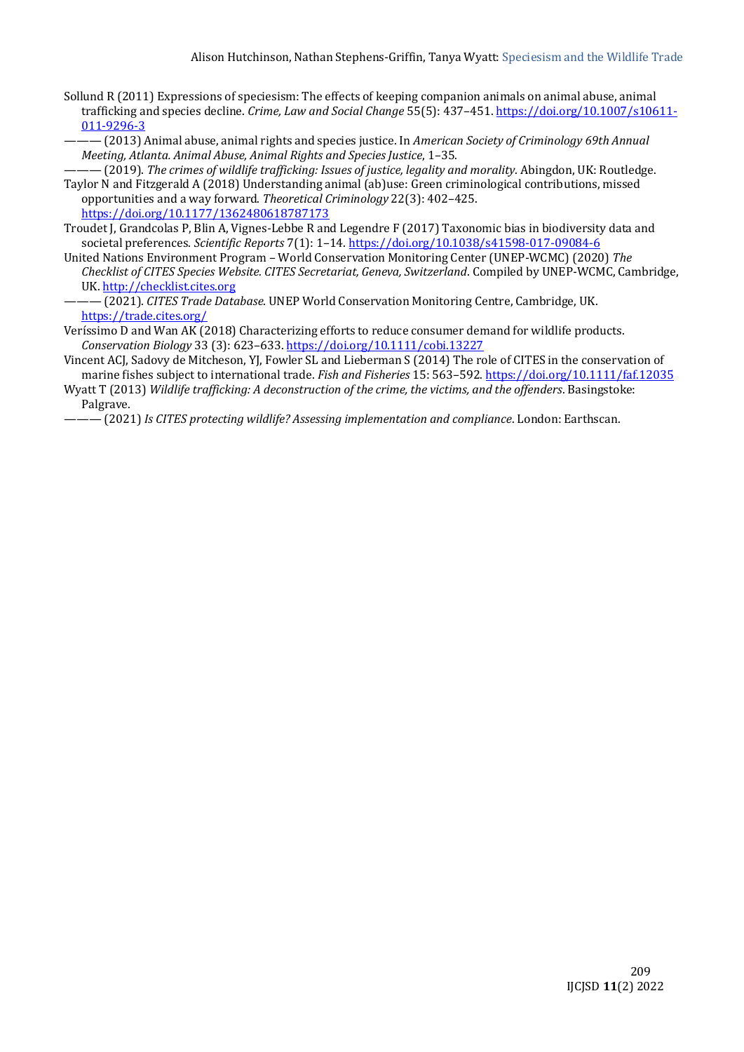Sollund R (2011) Expressions of speciesism: The effects of keeping companion animals on animal abuse, animal trafficking and species decline. *Crime, Law and Social Change* 55(5): 437–451. https://doi.org/10.1007/s10611-011-9296-3

——— (2013) Animal abuse, animal rights and species justice. In *American Society of Criminology 69th Annual Meeting, Atlanta. Animal Abuse, Animal Rights and Species Justice*, 1–35.

——— (2019). *The crimes of wildlife trafficking: Issues of justice, legality and morality*. Abingdon, UK: Routledge.

Taylor N and Fitzgerald A (2018) Understanding animal (ab)use: Green criminological contributions, missed opportunities and a way forward. *Theoretical Criminology* 22(3): 402–425. https://doi.org/10.1177/1362480618787173

Troudet J, Grandcolas P, Blin A, Vignes-Lebbe R and Legendre F (2017) Taxonomic bias in biodiversity data and societal preferences. *Scientific Reports* 7(1): 1–14. https://doi.org/10.1038/s41598-017-09084-6

United Nations Environment Program – World Conservation Monitoring Center (UNEP-WCMC) (2020) *The Checklist of CITES Species Website. CITES Secretariat, Geneva, Switzerland*. Compiled by UNEP-WCMC, Cambridge, UK. http://checklist.cites.org

——— (2021). *CITES Trade Database*. UNEP World Conservation Monitoring Centre, Cambridge, UK. https://trade.cites.org/

Veríssimo D and Wan AK (2018) Characterizing efforts to reduce consumer demand for wildlife products. *Conservation Biology* 33 (3): 623–633. https://doi.org/10.1111/cobi.13227

Vincent ACJ, Sadovy de Mitcheson, YJ, Fowler SL and Lieberman S (2014) The role of CITES in the conservation of marine fishes subject to international trade. *Fish and Fisheries* 15: 563–592. https://doi.org/10.1111/faf.12035

Wyatt T (2013) *Wildlife trafficking: A deconstruction of the crime, the victims, and the offenders*. Basingstoke: Palgrave.

——— (2021) *Is CITES protecting wildlife? Assessing implementation and compliance*. London: Earthscan.